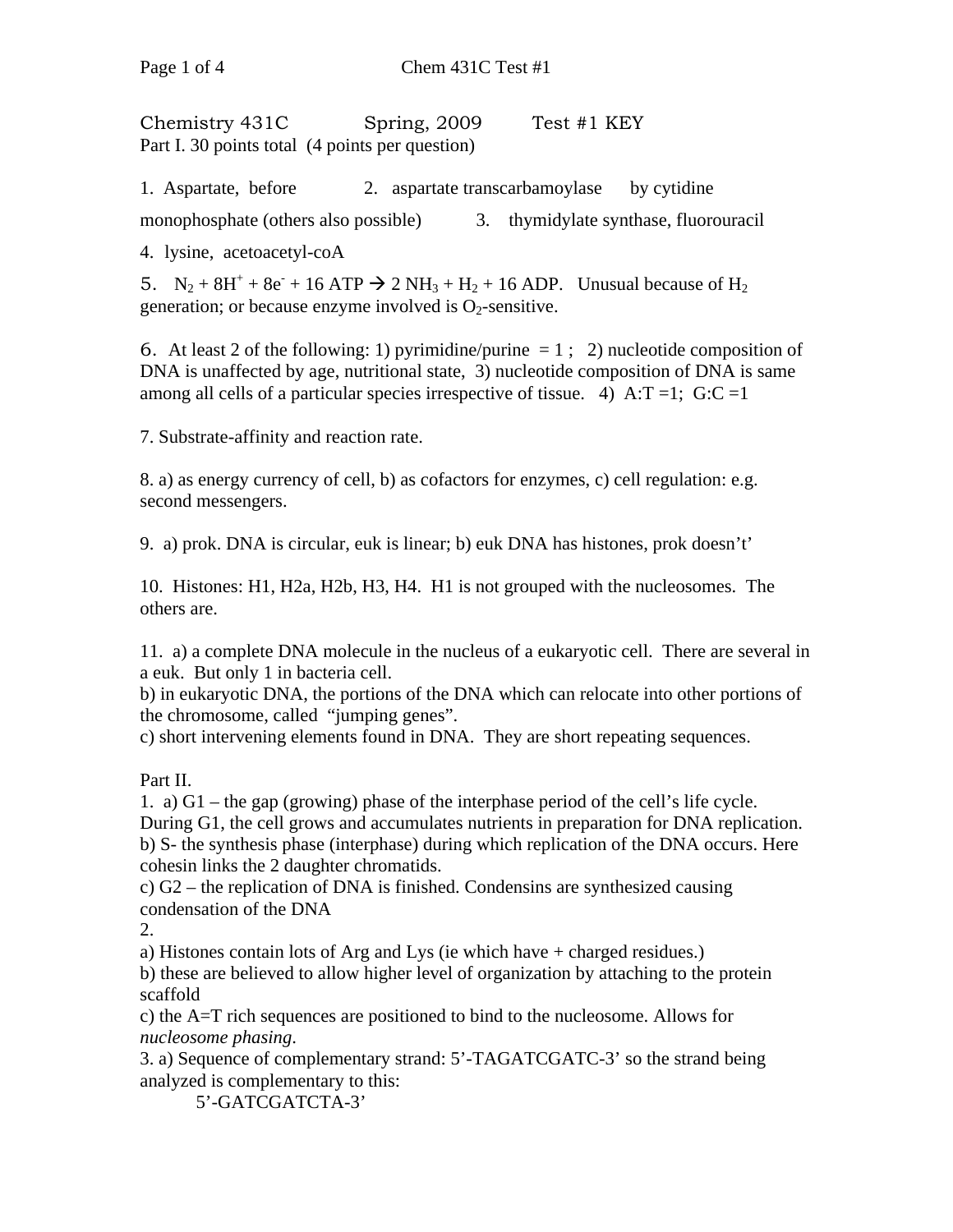Chemistry 431C Spring, 2009 Test #1 KEY

Part I. 30 points total (4 points per question)

1. Aspartate, before 2. aspartate transcarbamoylase by cytidine monophosphate (others also possible) 3. thymidylate synthase, fluorouracil

4. lysine, acetoacetyl-coA

5. $N_2 + 8H^+ + 8e^- + 16\ ATP \rightarrow 2\ NH_3 + H_2 + 16\ ADP$. Unusual because of $H_2$ generation; or because enzyme involved is $O_2$-sensitive.

6. At least 2 of the following: 1) pyrimidine/purine = 1 ; 2) nucleotide composition of DNA is unaffected by age, nutritional state, 3) nucleotide composition of DNA is same among all cells of a particular species irrespective of tissue. 4) A:T =1; G:C =1

7. Substrate-affinity and reaction rate.

8. a) as energy currency of cell, b) as cofactors for enzymes, c) cell regulation: e.g. second messengers.

9. a) prok. DNA is circular, euk is linear; b) euk DNA has histones, prok doesn't'

10. Histones: H1, H2a, H2b, H3, H4. H1 is not grouped with the nucleosomes. The others are.

11. a) a complete DNA molecule in the nucleus of a eukaryotic cell. There are several in a euk. But only 1 in bacteria cell.
b) in eukaryotic DNA, the portions of the DNA which can relocate into other portions of the chromosome, called "jumping genes".
c) short intervening elements found in DNA. They are short repeating sequences.

Part II.

1. a) G1 – the gap (growing) phase of the interphase period of the cell's life cycle. During G1, the cell grows and accumulates nutrients in preparation for DNA replication.
b) S- the synthesis phase (interphase) during which replication of the DNA occurs. Here cohesin links the 2 daughter chromatids.
c) G2 – the replication of DNA is finished. Condensins are synthesized causing condensation of the DNA

2.
a) Histones contain lots of Arg and Lys (ie which have + charged residues.)
b) these are believed to allow higher level of organization by attaching to the protein scaffold
c) the A=T rich sequences are positioned to bind to the nucleosome. Allows for *nucleosome phasing*.

3. a) Sequence of complementary strand: 5'-TAGATCGATC-3' so the strand being analyzed is complementary to this:

5'-GATCGATCTA-3'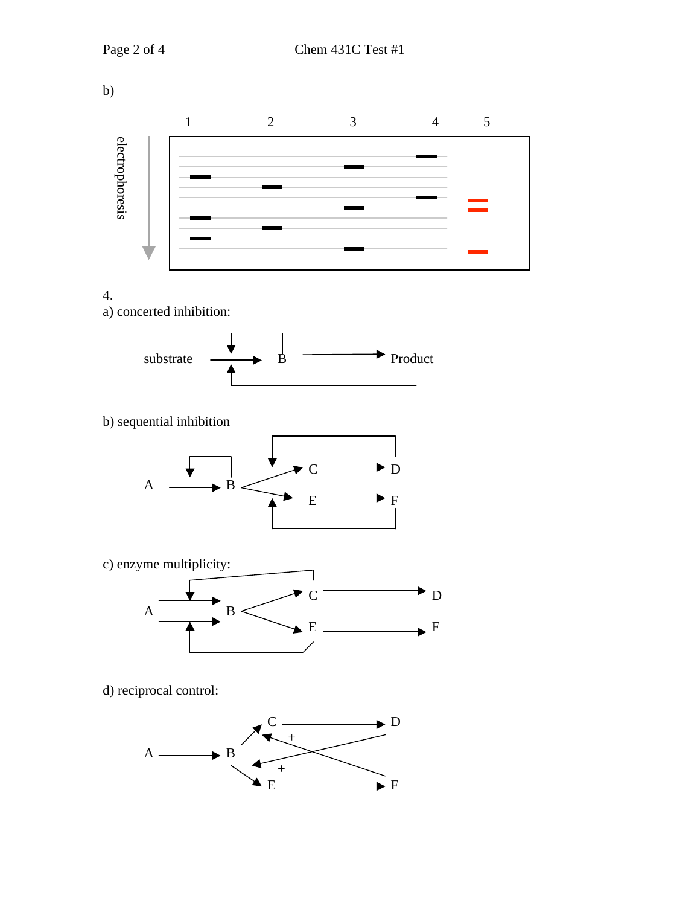b)

1 2 3 4 5

electrophoresis

4.

a) concerted inhibition:

substrate → B → Product

b) sequential inhibition

A → B → C → D

B → E → F

c) enzyme multiplicity:

A → B → C → D

A → B → E → F

d) reciprocal control:

A → B → C → D

B → E → F

+

+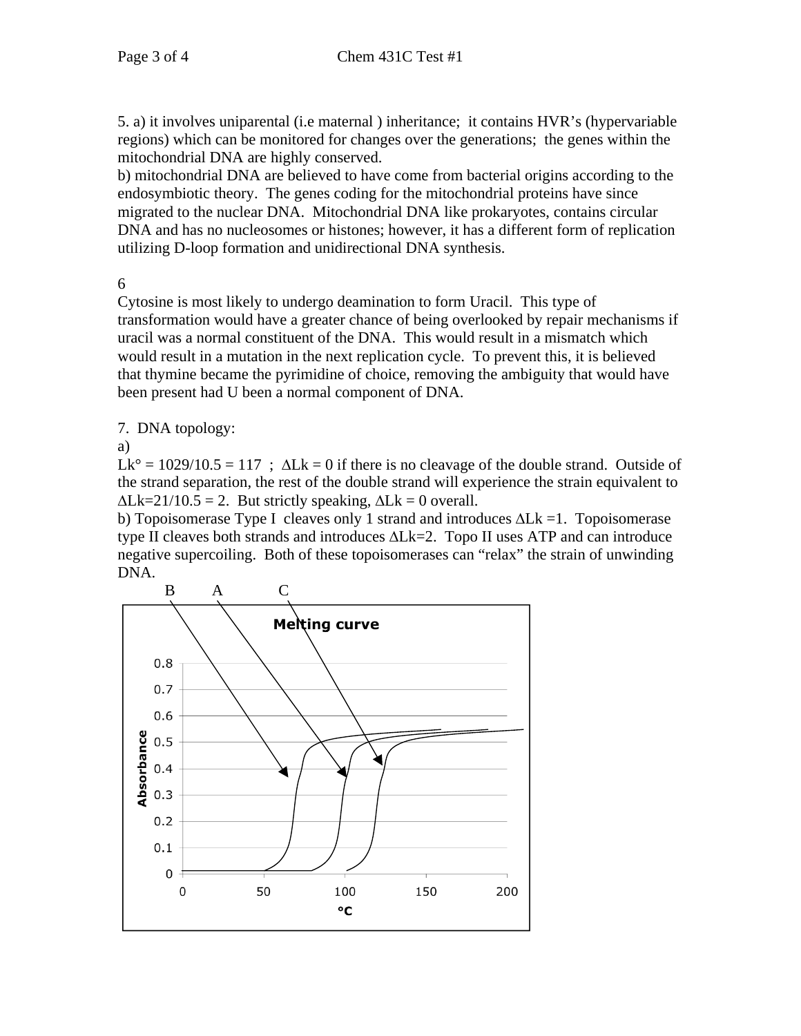5. a) it involves uniparental (i.e maternal ) inheritance; it contains HVR's (hypervariable regions) which can be monitored for changes over the generations; the genes within the mitochondrial DNA are highly conserved.
b) mitochondrial DNA are believed to have come from bacterial origins according to the endosymbiotic theory. The genes coding for the mitochondrial proteins have since migrated to the nuclear DNA. Mitochondrial DNA like prokaryotes, contains circular DNA and has no nucleosomes or histones; however, it has a different form of replication utilizing D-loop formation and unidirectional DNA synthesis.

6

Cytosine is most likely to undergo deamination to form Uracil. This type of transformation would have a greater chance of being overlooked by repair mechanisms if uracil was a normal constituent of the DNA. This would result in a mismatch which would result in a mutation in the next replication cycle. To prevent this, it is believed that thymine became the pyrimidine of choice, removing the ambiguity that would have been present had U been a normal component of DNA.

7. DNA topology:

a)

$Lk° = 1029/10.5 = 117$ ; $\Delta Lk = 0$ if there is no cleavage of the double strand. Outside of the strand separation, the rest of the double strand will experience the strain equivalent to $\Delta Lk=21/10.5 = 2$. But strictly speaking, $\Delta Lk = 0$ overall.

b) Topoisomerase Type I cleaves only 1 strand and introduces $\Delta Lk =1$. Topoisomerase type II cleaves both strands and introduces $\Delta Lk=2$. Topo II uses ATP and can introduce negative supercoiling. Both of these topoisomerases can "relax" the strain of unwinding DNA.

B A C

Melting curve

Absorbance (0–0.8) vs. °C (0–200)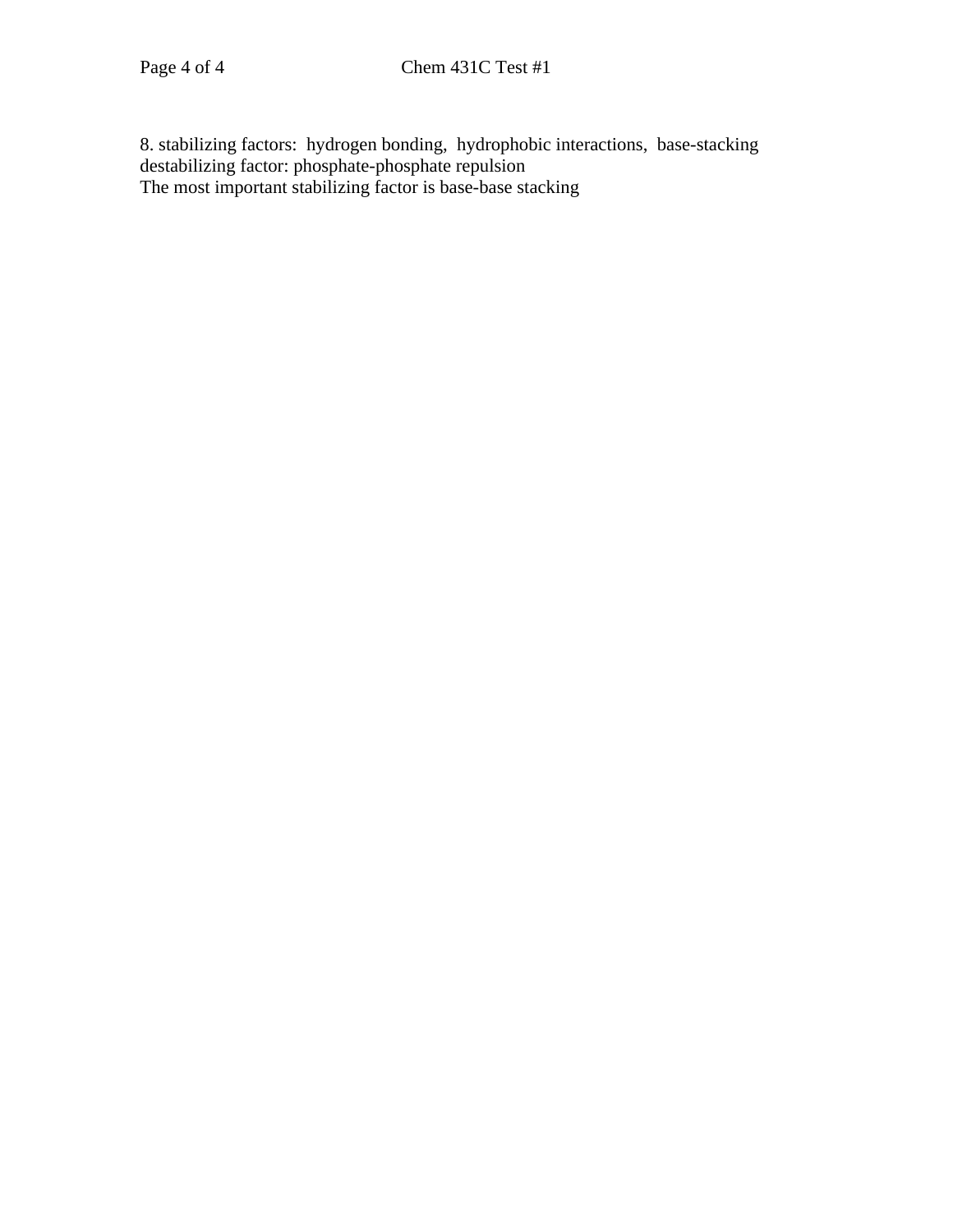8. stabilizing factors: hydrogen bonding, hydrophobic interactions, base-stacking
destabilizing factor: phosphate-phosphate repulsion
The most important stabilizing factor is base-base stacking